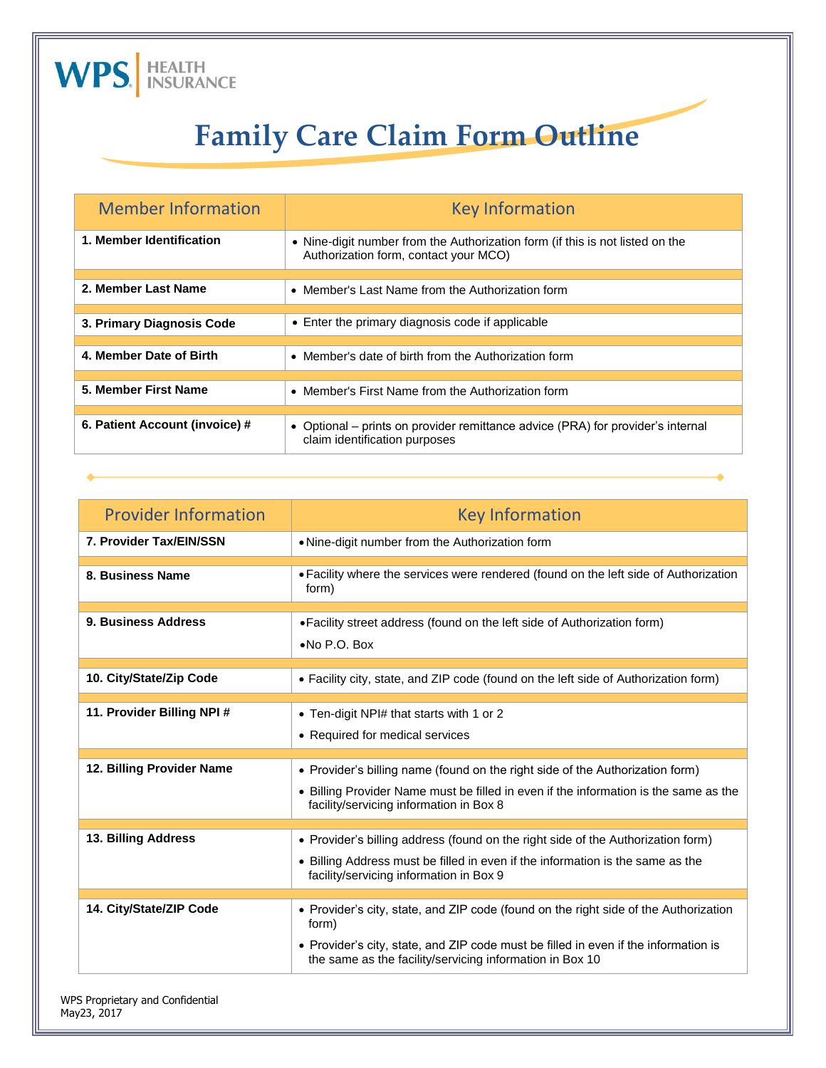WPS HEALTH INSURANCE

# Family Care Claim Form Outline

| Member Information | Key Information |
| --- | --- |
| **1. Member Identification** | • Nine-digit number from the Authorization form (if this is not listed on the Authorization form, contact your MCO) |
| **2. Member Last Name** | • Member's Last Name from the Authorization form |
| **3. Primary Diagnosis Code** | • Enter the primary diagnosis code if applicable |
| **4. Member Date of Birth** | • Member's date of birth from the Authorization form |
| **5. Member First Name** | • Member's First Name from the Authorization form |
| **6. Patient Account (invoice) #** | • Optional – prints on provider remittance advice (PRA) for provider's internal claim identification purposes |

| Provider Information | Key Information |
| --- | --- |
| **7. Provider Tax/EIN/SSN** | • Nine-digit number from the Authorization form |
| **8. Business Name** | • Facility where the services were rendered (found on the left side of Authorization form) |
| **9. Business Address** | • Facility street address (found on the left side of Authorization form)<br>• No P.O. Box |
| **10. City/State/Zip Code** | • Facility city, state, and ZIP code (found on the left side of Authorization form) |
| **11. Provider Billing NPI #** | • Ten-digit NPI# that starts with 1 or 2<br>• Required for medical services |
| **12. Billing Provider Name** | • Provider's billing name (found on the right side of the Authorization form)<br>• Billing Provider Name must be filled in even if the information is the same as the facility/servicing information in Box 8 |
| **13. Billing Address** | • Provider's billing address (found on the right side of the Authorization form)<br>• Billing Address must be filled in even if the information is the same as the facility/servicing information in Box 9 |
| **14. City/State/ZIP Code** | • Provider's city, state, and ZIP code (found on the right side of the Authorization form)<br>• Provider's city, state, and ZIP code must be filled in even if the information is the same as the facility/servicing information in Box 10 |

WPS Proprietary and Confidential
May23, 2017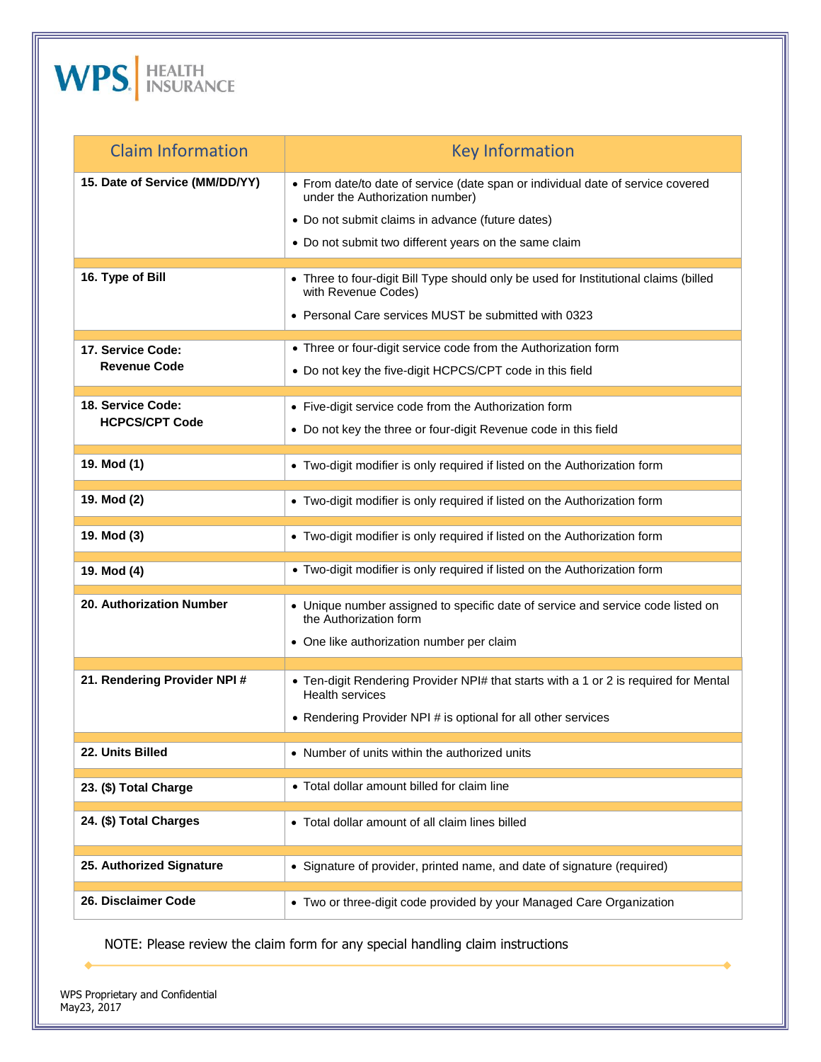| Claim Information | Key Information |
|---|---|
| **15. Date of Service (MM/DD/YY)** | • From date/to date of service (date span or individual date of service covered under the Authorization number)<br>• Do not submit claims in advance (future dates)<br>• Do not submit two different years on the same claim |
| **16. Type of Bill** | • Three to four-digit Bill Type should only be used for Institutional claims (billed with Revenue Codes)<br>• Personal Care services MUST be submitted with 0323 |
| **17. Service Code: Revenue Code** | • Three or four-digit service code from the Authorization form<br>• Do not key the five-digit HCPCS/CPT code in this field |
| **18. Service Code: HCPCS/CPT Code** | • Five-digit service code from the Authorization form<br>• Do not key the three or four-digit Revenue code in this field |
| **19. Mod (1)** | • Two-digit modifier is only required if listed on the Authorization form |
| **19. Mod (2)** | • Two-digit modifier is only required if listed on the Authorization form |
| **19. Mod (3)** | • Two-digit modifier is only required if listed on the Authorization form |
| **19. Mod (4)** | • Two-digit modifier is only required if listed on the Authorization form |
| **20. Authorization Number** | • Unique number assigned to specific date of service and service code listed on the Authorization form<br>• One like authorization number per claim |
| **21. Rendering Provider NPI #** | • Ten-digit Rendering Provider NPI# that starts with a 1 or 2 is required for Mental Health services<br>• Rendering Provider NPI # is optional for all other services |
| **22. Units Billed** | • Number of units within the authorized units |
| **23. ($) Total Charge** | • Total dollar amount billed for claim line |
| **24. ($) Total Charges** | • Total dollar amount of all claim lines billed |
| **25. Authorized Signature** | • Signature of provider, printed name, and date of signature (required) |
| **26. Disclaimer Code** | • Two or three-digit code provided by your Managed Care Organization |

NOTE: Please review the claim form for any special handling claim instructions

WPS Proprietary and Confidential
May23, 2017